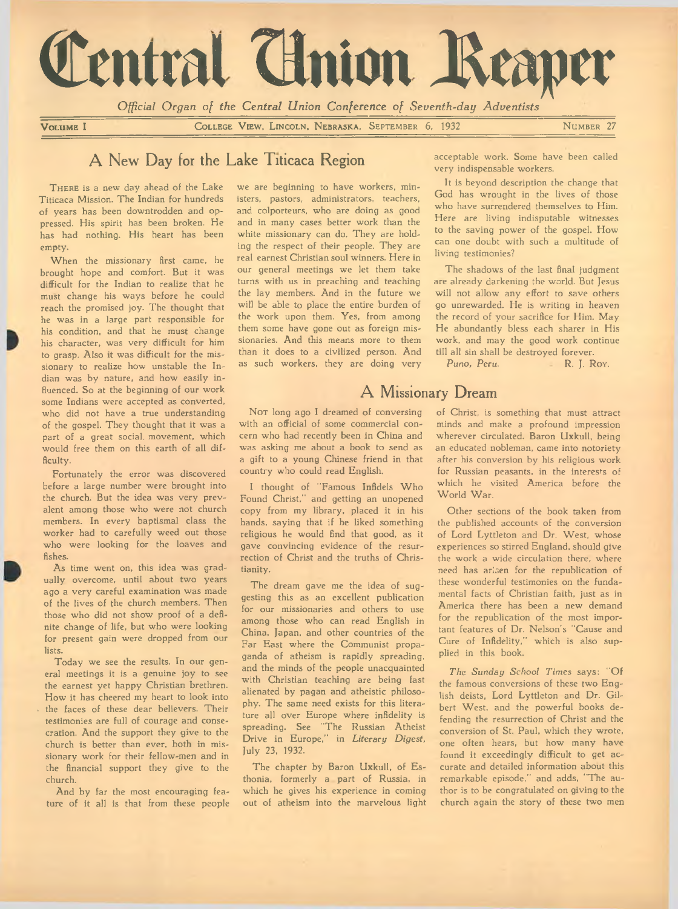# Central Union Reaper

*Official Organ of the Central Union Conference of Seventh-day Adventists*

VOLUME I — COLLEGE VIEW, LINCOLN, NEBRASKA, SEPTEMBER 6, 1932 — NUMBER 27

## A New Day for the Lake Titicaca Region

THERE is a new day ahead of the Lake Titicaca Mission. The Indian for hundreds of years has been downtrodden and oppressed. His spirit has been broken. He has had nothing. His heart has been empty.

When the missionary first came, he brought hope and comfort. But it was difficult for the Indian to realize that he must change his ways before he could reach the promised joy. The thought that he was in a large part responsible for his condition, and that he must change his character, was very difficult for him to grasp. Also it was difficult for the missionary to realize how unstable the Indian was by nature, and how easily influenced. So at the beginning of our work some Indians were accepted as converted, who did not have a true understanding of the gospel. They thought that it was a part of a great social movement, which would free them on this earth of all difficulty.

Fortunately the error was discovered before a large number were brought into the church. But the idea was very prevalent among those who were not church members. In every baptismal class the worker had to carefully weed out those who were looking for the loaves and fishes.

As time went on, this idea was gradually overcome, until about two years ago a very careful examination was made of the lives of the church members. Then those who did not show proof of a definite change of life, but who were looking for present gain were dropped from our lists.

Today we see the results. In our general meetings it is a genuine joy to see the earnest yet happy Christian brethren. How it has cheered my heart to look into the faces of these dear believers. Their testimonies are full of courage and consecration. And the support they give to the church is better than ever, both in missionary work for their fellow-men and in the financial support they give to the church.

And by far the most encouraging feature of it all is that from these people we are beginning to have workers, ministers, pastors, administrators, teachers, and colporteurs, who are doing as good and in many cases better work than the white missionary can do. They are holding the respect of their people. They are real earnest Christian soul winners. Here in our general meetings we let them take turns with us in preaching and teaching the lay members. And in the future we will be able to place the entire burden of the work upon them. Yes, from among them some have gone out as foreign missionaries. And this means more to them than it does to a civilized person. And as such workers, they are doing very acceptable work. Some have been called very indispensable workers.

It is beyond description the change that God has wrought in the lives of those who have surrendered themselves to Him. Here are living indisputable witnesses to the saving power of the gospel. How can one doubt with such a multitude of living testimonies?

The shadows of the last final judgment are already darkening the world. But Jesus will not allow any effort to save others go unrewarded. He is writing in heaven the record of your sacrifice for Him. May He abundantly bless each sharer in His work, and may the good work continue till all sin shall be destroyed forever.

*Puno, Peru.* R. J. ROY.

## A Missionary Dream

NOT long ago I dreamed of conversing with an official of some commercial concern who had recently been in China and was asking me about a book to send as a gift to a young Chinese friend in that country who could read English.

I thought of "Famous Infidels Who Found Christ," and getting an unopened copy from my library, placed it in his hands, saying that if he liked something religious he would find that good, as it gave convincing evidence of the resurrection of Christ and the truths of Christianity.

The dream gave me the idea of suggesting this as an excellent publication for our missionaries and others to use among those who can read English in China, Japan, and other countries of the Far East where the Communist propaganda of atheism is rapidly spreading, and the minds of the people unacquainted with Christian teaching are being fast alienated by pagan and atheistic philosophy. The same need exists for this literature all over Europe where infidelity is spreading. See "The Russian Atheist Drive in Europe," in *Literary Digest*, July 23, 1932.

The chapter by Baron Uxkull, of Esthonia, formerly a part of Russia, in which he gives his experience in coming out of atheism into the marvelous light of Christ, is something that must attract minds and make a profound impression wherever circulated. Baron Uxkull, being an educated nobleman, came into notoriety after his conversion by his religious work for Russian peasants, in the interests of which he visited America before the World War.

Other sections of the book taken from the published accounts of the conversion of Lord Lyttleton and Dr. West, whose experiences so stirred England, should give the work a wide circulation there, where need has arisen for the republication of these wonderful testimonies on the fundamental facts of Christian faith, just as in America there has been a new demand for the republication of the most important features of Dr. Nelson's "Cause and Cure of Infidelity," which is also supplied in this book.

*The Sunday School Times* says: "Of the famous conversions of these two English deists, Lord Lyttleton and Dr. Gilbert West, and the powerful books defending the resurrection of Christ and the conversion of St. Paul, which they wrote, one often hears, but how many have found it exceedingly difficult to get accurate and detailed information about this remarkable episode," and adds, "The author is to be congratulated on giving to the church again the story of these two men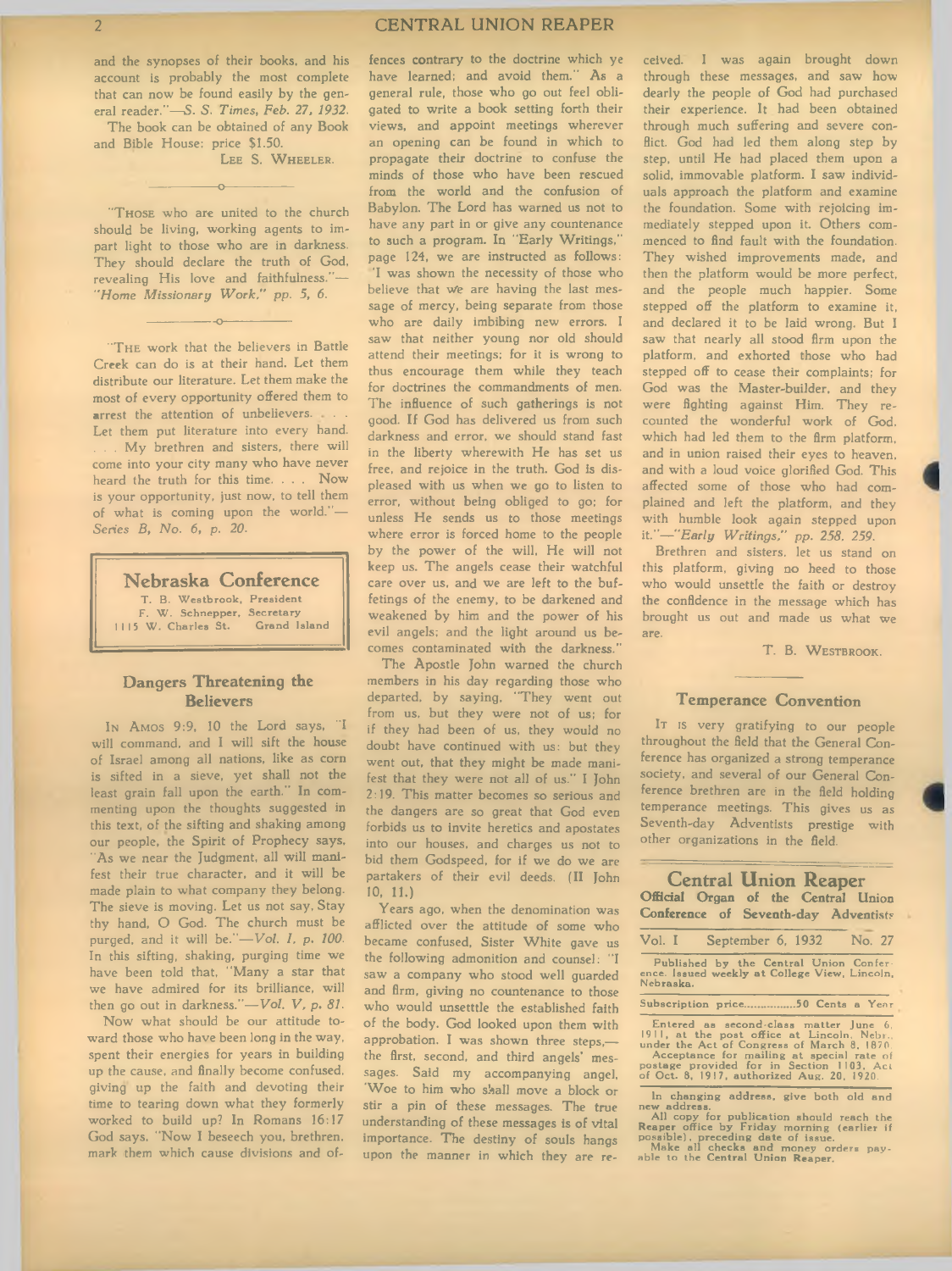and the synopses of their books, and his account is probably the most complete that can now be found easily by the general reader."—*S. S. Times, Feb. 27, 1932.*

The book can be obtained of any Book and Bible House; price $1.50.

LEE S. WHEELER.

---

"THOSE who are united to the church should be living, working agents to impart light to those who are in darkness. They should declare the truth of God, revealing His love and faithfulness."—*"Home Missionary Work," pp. 5, 6.*

---

"THE work that the believers in Battle Creek can do is at their hand. Let them distribute our literature. Let them make the most of every opportunity offered them to arrest the attention of unbelievers. . . . Let them put literature into every hand. . . . My brethren and sisters, there will come into your city many who have never heard the truth for this time. . . . Now is your opportunity, just now, to tell them of what is coming upon the world."—*Series B, No. 6, p. 20.*

## Nebraska Conference

T. B. Westbrook, President
F. W. Schnepper, Secretary
1115 W. Charles St. Grand Island

### Dangers Threatening the Believers

IN AMOS 9:9, 10 the Lord says, "I will command, and I will sift the house of Israel among all nations, like as corn is sifted in a sieve, yet shall not the least grain fall upon the earth." In commenting upon the thoughts suggested in this text, of the sifting and shaking among our people, the Spirit of Prophecy says, "As we near the Judgment, all will manifest their true character, and it will be made plain to what company they belong. The sieve is moving. Let us not say, Stay thy hand, O God. The church must be purged, and it will be."—*Vol. 1, p. 100.* In this sifting, shaking, purging time we have been told that, "Many a star that we have admired for its brilliance, will then go out in darkness."—*Vol. V, p. 81.*

Now what should be our attitude toward those who have been long in the way, spent their energies for years in building up the cause, and finally become confused, giving up the faith and devoting their time to tearing down what they formerly worked to build up? In Romans 16:17 God says, "Now I beseech you, brethren, mark them which cause divisions and offences contrary to the doctrine which ye have learned; and avoid them." As a general rule, those who go out feel obligated to write a book setting forth their views, and appoint meetings wherever an opening can be found in which to propagate their doctrine to confuse the minds of those who have been rescued from the world and the confusion of Babylon. The Lord has warned us not to have any part in or give any countenance to such a program. In "Early Writings," page 124, we are instructed as follows: "I was shown the necessity of those who believe that we are having the last message of mercy, being separate from those who are daily imbibing new errors. I saw that neither young nor old should attend their meetings; for it is wrong to thus encourage them while they teach for doctrines the commandments of men. The influence of such gatherings is not good. If God has delivered us from such darkness and error, we should stand fast in the liberty wherewith He has set us free, and rejoice in the truth. God is displeased with us when we go to listen to error, without being obliged to go; for unless He sends us to those meetings where error is forced home to the people by the power of the will, He will not keep us. The angels cease their watchful care over us, and we are left to the buffetings of the enemy, to be darkened and weakened by him and the power of his evil angels; and the light around us becomes contaminated with the darkness."

The Apostle John warned the church members in his day regarding those who departed, by saying, "They went out from us, but they were not of us; for if they had been of us, they would no doubt have continued with us: but they went out, that they might be made manifest that they were not all of us." I John 2:19. This matter becomes so serious and the dangers are so great that God even forbids us to invite heretics and apostates into our houses, and charges us not to bid them Godspeed, for if we do we are partakers of their evil deeds. (II John 10, 11.)

Years ago, when the denomination was afflicted over the attitude of some who became confused, Sister White gave us the following admonition and counsel: "I saw a company who stood well guarded and firm, giving no countenance to those who would unsetttle the established faith of the body. God looked upon them with approbation. I was shown three steps,—the first, second, and third angels' messages. Said my accompanying angel, 'Woe to him who shall move a block or stir a pin of these messages. The true understanding of these messages is of vital importance. The destiny of souls hangs upon the manner in which they are received. I was again brought down through these messages, and saw how dearly the people of God had purchased their experience. It had been obtained through much suffering and severe conflict. God had led them along step by step, until He had placed them upon a solid, immovable platform. I saw individuals approach the platform and examine the foundation. Some with rejoicing immediately stepped upon it. Others commenced to find fault with the foundation. They wished improvements made, and then the platform would be more perfect, and the people much happier. Some stepped off the platform to examine it, and declared it to be laid wrong. But I saw that nearly all stood firm upon the platform, and exhorted those who had stepped off to cease their complaints; for God was the Master-builder, and they were fighting against Him. They recounted the wonderful work of God, which had led them to the firm platform, and in union raised their eyes to heaven, and with a loud voice glorified God. This affected some of those who had complained and left the platform, and they with humble look again stepped upon it."—*"Early Writings," pp. 258, 259.*

Brethren and sisters, let us stand on this platform, giving no heed to those who would unsettle the faith or destroy the confidence in the message which has brought us out and made us what we are.

T. B. WESTBROOK.

### Temperance Convention

IT IS very gratifying to our people throughout the field that the General Conference has organized a strong temperance society, and several of our General Conference brethren are in the field holding temperance meetings. This gives us as Seventh-day Adventists prestige with other organizations in the field.

## Central Union Reaper

**Official Organ of the Central Union Conference of Seventh-day Adventists**

Vol. I September 6, 1932 No. 27

Published by the Central Union Conference. Issued weekly at College View, Lincoln, Nebraska.

Subscription price..............50 Cents a Year

Entered as second-class matter June 6, 1911, at the post office at Lincoln, Nebr., under the Act of Congress of March 8, 1870. Acceptance for mailing at special rate of postage provided for in Section 1103, Act of Oct. 8, 1917, authorized Aug. 20, 1920.

In changing address, give both old and new address.

All copy for publication should reach the Reaper office by Friday morning (earlier if possible), preceding date of issue.

Make all checks and money orders payable to the Central Union Reaper.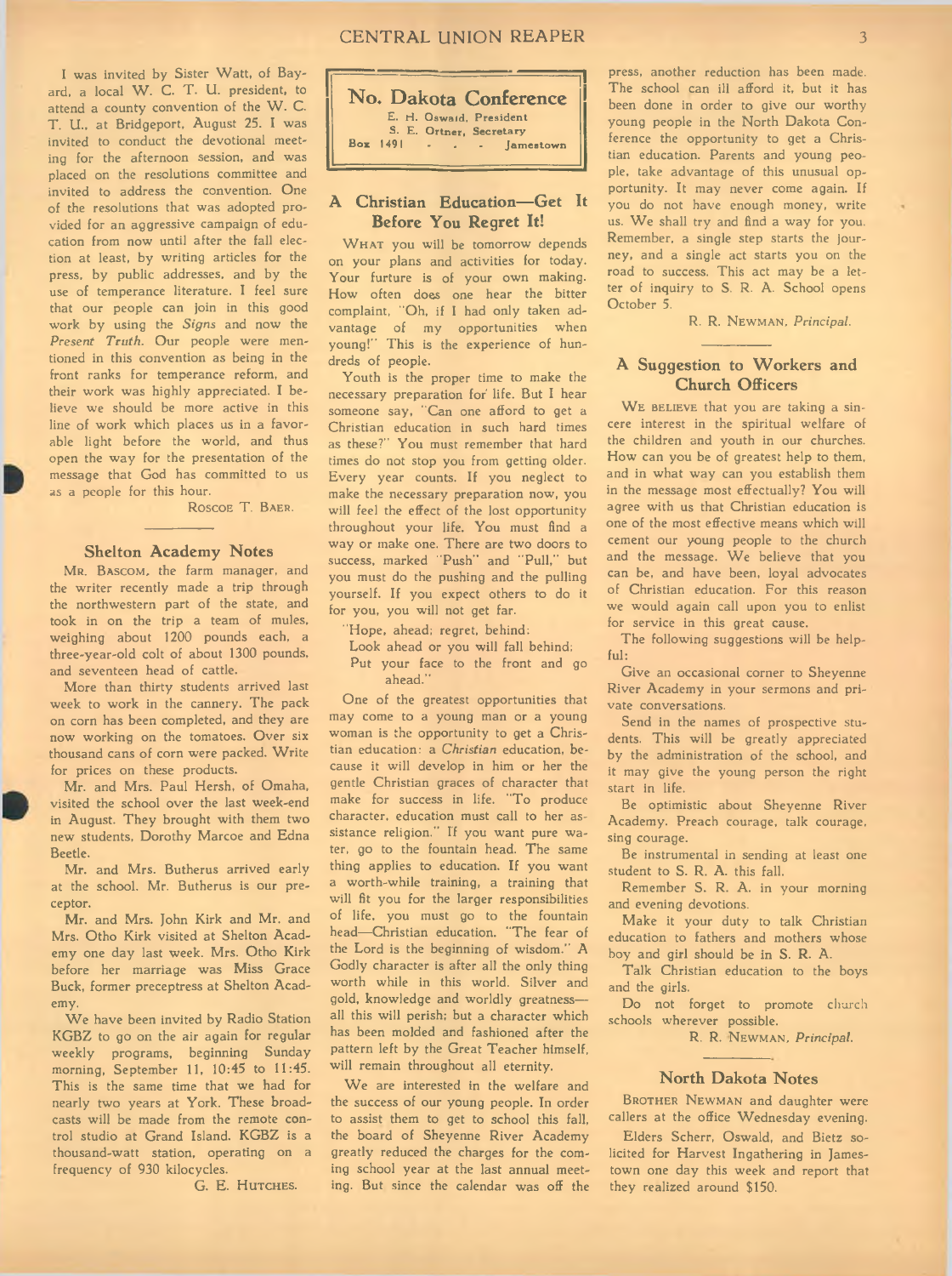I was invited by Sister Watt, of Bayard, a local W. C. T. U. president, to attend a county convention of the W. C. T. U., at Bridgeport, August 25. I was invited to conduct the devotional meeting for the afternoon session, and was placed on the resolutions committee and invited to address the convention. One of the resolutions that was adopted provided for an aggressive campaign of education from now until after the fall election at least, by writing articles for the press, by public addresses, and by the use of temperance literature. I feel sure that our people can join in this good work by using the *Signs* and now the *Present Truth*. Our people were mentioned in this convention as being in the front ranks for temperance reform, and their work was highly appreciated. I believe we should be more active in this line of work which places us in a favorable light before the world, and thus open the way for the presentation of the message that God has committed to us as a people for this hour.

Roscoe T. Baer.

### Shelton Academy Notes

Mr. Bascom, the farm manager, and the writer recently made a trip through the northwestern part of the state, and took in on the trip a team of mules, weighing about 1200 pounds each, a three-year-old colt of about 1300 pounds, and seventeen head of cattle.

More than thirty students arrived last week to work in the cannery. The pack on corn has been completed, and they are now working on the tomatoes. Over six thousand cans of corn were packed. Write for prices on these products.

Mr. and Mrs. Paul Hersh, of Omaha, visited the school over the last week-end in August. They brought with them two new students, Dorothy Marcoe and Edna Beetle.

Mr. and Mrs. Butherus arrived early at the school. Mr. Butherus is our preceptor.

Mr. and Mrs. John Kirk and Mr. and Mrs. Otho Kirk visited at Shelton Academy one day last week. Mrs. Otho Kirk before her marriage was Miss Grace Buck, former preceptress at Shelton Academy.

We have been invited by Radio Station KGBZ to go on the air again for regular weekly programs, beginning Sunday morning, September 11, 10:45 to 11:45. This is the same time that we had for nearly two years at York. These broadcasts will be made from the remote control studio at Grand Island. KGBZ is a thousand-watt station, operating on a frequency of 930 kilocycles.

G. E. Hutches.

## No. Dakota Conference

E. H. Oswald, President
S. E. Ortner, Secretary
Box 1491 - - - Jamestown

### A Christian Education—Get It Before You Regret It!

What you will be tomorrow depends on your plans and activities for today. Your furture is of your own making. How often does one hear the bitter complaint, "Oh, if I had only taken advantage of my opportunities when young!" This is the experience of hundreds of people.

Youth is the proper time to make the necessary preparation for life. But I hear someone say, "Can one afford to get a Christian education in such hard times as these?" You must remember that hard times do not stop you from getting older. Every year counts. If you neglect to make the necessary preparation now, you will feel the effect of the lost opportunity throughout your life. You must find a way or make one. There are two doors to success, marked "Push" and "Pull," but you must do the pushing and the pulling yourself. If you expect others to do it for you, you will not get far.

"Hope, ahead; regret, behind:
Look ahead or you will fall behind;
Put your face to the front and go ahead."

One of the greatest opportunities that may come to a young man or a young woman is the opportunity to get a Christian education: a *Christian* education, because it will develop in him or her the gentle Christian graces of character that make for success in life. "To produce character, education must call to her assistance religion." If you want pure water, go to the fountain head. The same thing applies to education. If you want a worth-while training, a training that will fit you for the larger responsibilities of life, you must go to the fountain head—Christian education. "The fear of the Lord is the beginning of wisdom." A Godly character is after all the only thing worth while in this world. Silver and gold, knowledge and worldly greatness—all this will perish; but a character which has been molded and fashioned after the pattern left by the Great Teacher himself, will remain throughout all eternity.

We are interested in the welfare and the success of our young people. In order to assist them to get to school this fall, the board of Sheyenne River Academy greatly reduced the charges for the coming school year at the last annual meeting. But since the calendar was off the press, another reduction has been made. The school can ill afford it, but it has been done in order to give our worthy young people in the North Dakota Conference the opportunity to get a Christian education. Parents and young people, take advantage of this unusual opportunity. It may never come again. If you do not have enough money, write us. We shall try and find a way for you. Remember, a single step starts the journey, and a single act starts you on the road to success. This act may be a letter of inquiry to S. R. A. School opens October 5.

R. R. Newman, *Principal.*

### A Suggestion to Workers and Church Officers

We believe that you are taking a sincere interest in the spiritual welfare of the children and youth in our churches. How can you be of greatest help to them, and in what way can you establish them in the message most effectually? You will agree with us that Christian education is one of the most effective means which will cement our young people to the church and the message. We believe that you can be, and have been, loyal advocates of Christian education. For this reason we would again call upon you to enlist for service in this great cause.

The following suggestions will be helpful:

Give an occasional corner to Sheyenne River Academy in your sermons and private conversations.

Send in the names of prospective students. This will be greatly appreciated by the administration of the school, and it may give the young person the right start in life.

Be optimistic about Sheyenne River Academy. Preach courage, talk courage, sing courage.

Be instrumental in sending at least one student to S. R. A. this fall.

Remember S. R. A. in your morning and evening devotions.

Make it your duty to talk Christian education to fathers and mothers whose boy and girl should be in S. R. A.

Talk Christian education to the boys and the girls.

Do not forget to promote church schools wherever possible.

R. R. Newman, *Principal.*

### North Dakota Notes

Brother Newman and daughter were callers at the office Wednesday evening.

Elders Scherr, Oswald, and Bietz solicited for Harvest Ingathering in Jamestown one day this week and report that they realized around $150.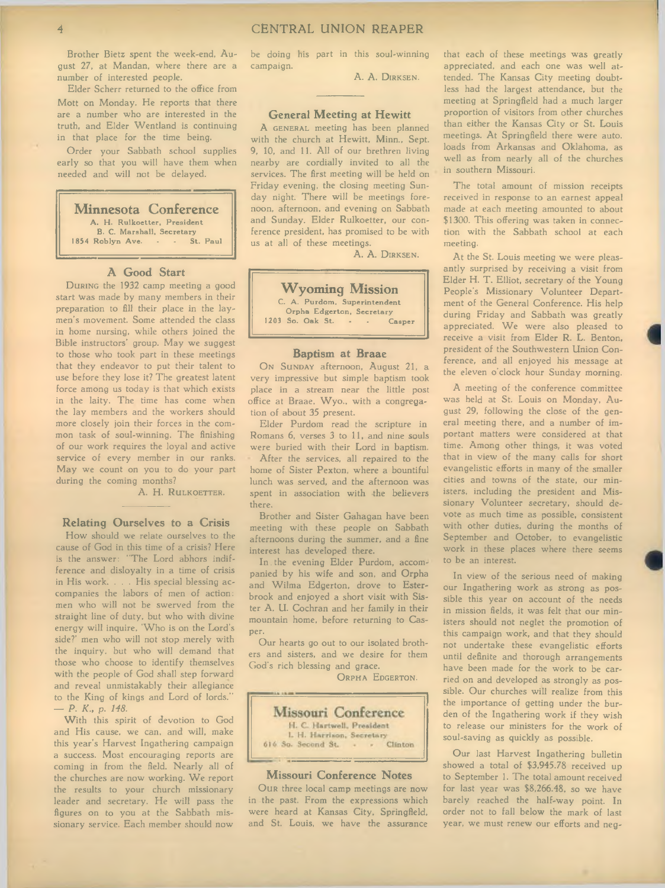Brother Bietz spent the week-end, August 27, at Mandan, where there are a number of interested people.

Elder Scherr returned to the office from Mott on Monday. He reports that there are a number who are interested in the truth, and Elder Wentland is continuing in that place for the time being.

Order your Sabbath school supplies early so that you will have them when needed and will not be delayed.

## Minnesota Conference

A. H. Rulkoetter, President
B. C. Marshall, Secretary
1854 Roblyn Ave. - - St. Paul

### A Good Start

During the 1932 camp meeting a good start was made by many members in their preparation to fill their place in the laymen's movement. Some attended the class in home nursing, while others joined the Bible instructors' group. May we suggest to those who took part in these meetings that they endeavor to put their talent to use before they lose it? The greatest latent force among us today is that which exists in the laity. The time has come when the lay members and the workers should more closely join their forces in the common task of soul-winning. The finishing of our work requires the loyal and active service of every member in our ranks. May we count on you to do your part during the coming months?

A. H. Rulkoetter.

### Relating Ourselves to a Crisis

How should we relate ourselves to the cause of God in this time of a crisis? Here is the answer: "The Lord abhors indifference and disloyalty in a time of crisis in His work. . . . His special blessing accompanies the labors of men of action; men who will not be swerved from the straight line of duty, but who with divine energy will inquire, 'Who is on the Lord's side?' men who will not stop merely with the inquiry, but who will demand that those who choose to identify themselves with the people of God shall step forward and reveal unmistakably their allegiance to the King of kings and Lord of lords." — *P. K., p. 148.*

With this spirit of devotion to God and His cause, we can, and will, make this year's Harvest Ingathering campaign a success. Most encouraging reports are coming in from the field. Nearly all of the churches are now working. We report the results to your church missionary leader and secretary. He will pass the figures on to you at the Sabbath missionary service. Each member should now be doing his part in this soul-winning campaign.

A. A. Dirksen.

### General Meeting at Hewitt

A general meeting has been planned with the church at Hewitt, Minn., Sept. 9, 10, and 11. All of our brethren living nearby are cordially invited to all the services. The first meeting will be held on Friday evening, the closing meeting Sunday night. There will be meetings forenoon, afternoon, and evening on Sabbath and Sunday. Elder Rulkoetter, our conference president, has promised to be with us at all of these meetings.

A. A. Dirksen.

## Wyoming Mission

C. A. Purdom, Superintendent
Orpha Edgerton, Secretary
1203 So. Oak St. - - Casper

### Baptism at Braae

On Sunday afternoon, August 21, a very impressive but simple baptism took place in a stream near the little post office at Braae, Wyo., with a congregation of about 35 present.

Elder Purdom read the scripture in Romans 6, verses 3 to 11, and nine souls were buried with their Lord in baptism.

After the services, all repaired to the home of Sister Pexton, where a bountiful lunch was served, and the afternoon was spent in association with the believers there.

Brother and Sister Gahagan have been meeting with these people on Sabbath afternoons during the summer, and a fine interest has developed there.

In the evening Elder Purdom, accompanied by his wife and son, and Orpha and Wilma Edgerton, drove to Esterbrook and enjoyed a short visit with Sister A. U. Cochran and her family in their mountain home, before returning to Casper.

Our hearts go out to our isolated brothers and sisters, and we desire for them God's rich blessing and grace.

Orpha Edgerton.

## Missouri Conference

H. C. Hartwell, President
L. H. Harrison, Secretary
616 So. Second St. - - Clinton

### Missouri Conference Notes

Our three local camp meetings are now in the past. From the expressions which were heard at Kansas City, Springfield, and St. Louis, we have the assurance that each of these meetings was greatly appreciated, and each one was well attended. The Kansas City meeting doubtless had the largest attendance, but the meeting at Springfield had a much larger proportion of visitors from other churches than either the Kansas City or St. Louis meetings. At Springfield there were auto. loads from Arkansas and Oklahoma, as well as from nearly all of the churches in southern Missouri.

The total amount of mission receipts received in response to an earnest appeal made at each meeting amounted to about $1300. This offering was taken in connection with the Sabbath school at each meeting.

At the St. Louis meeting we were pleasantly surprised by receiving a visit from Elder H. T. Elliot, secretary of the Young People's Missionary Volunteer Department of the General Conference. His help during Friday and Sabbath was greatly appreciated. We were also pleased to receive a visit from Elder R. L. Benton, president of the Southwestern Union Conference, and all enjoyed his message at the eleven o'clock hour Sunday morning.

A meeting of the conference committee was held at St. Louis on Monday, August 29, following the close of the general meeting there, and a number of important matters were considered at that time. Among other things, it was voted that in view of the many calls for short evangelistic efforts in many of the smaller cities and towns of the state, our ministers, including the president and Missionary Volunteer secretary, should devote as much time as possible, consistent with other duties, during the months of September and October, to evangelistic work in these places where there seems to be an interest.

In view of the serious need of making our Ingathering work as strong as possible this year on account of the needs in mission fields, it was felt that our ministers should not neglet the promotion of this campaign work, and that they should not undertake these evangelistic efforts until definite and thorough arrangements have been made for the work to be carried on and developed as strongly as possible. Our churches will realize from this the importance of getting under the burden of the Ingathering work if they wish to release our ministers for the work of soul-saving as quickly as possible.

Our last Harvest Ingathering bulletin showed a total of $3,945.78 received up to September 1. The total amount received for last year was $8,266.48, so we have barely reached the half-way point. In order not to fall below the mark of last year, we must renew our efforts and neg-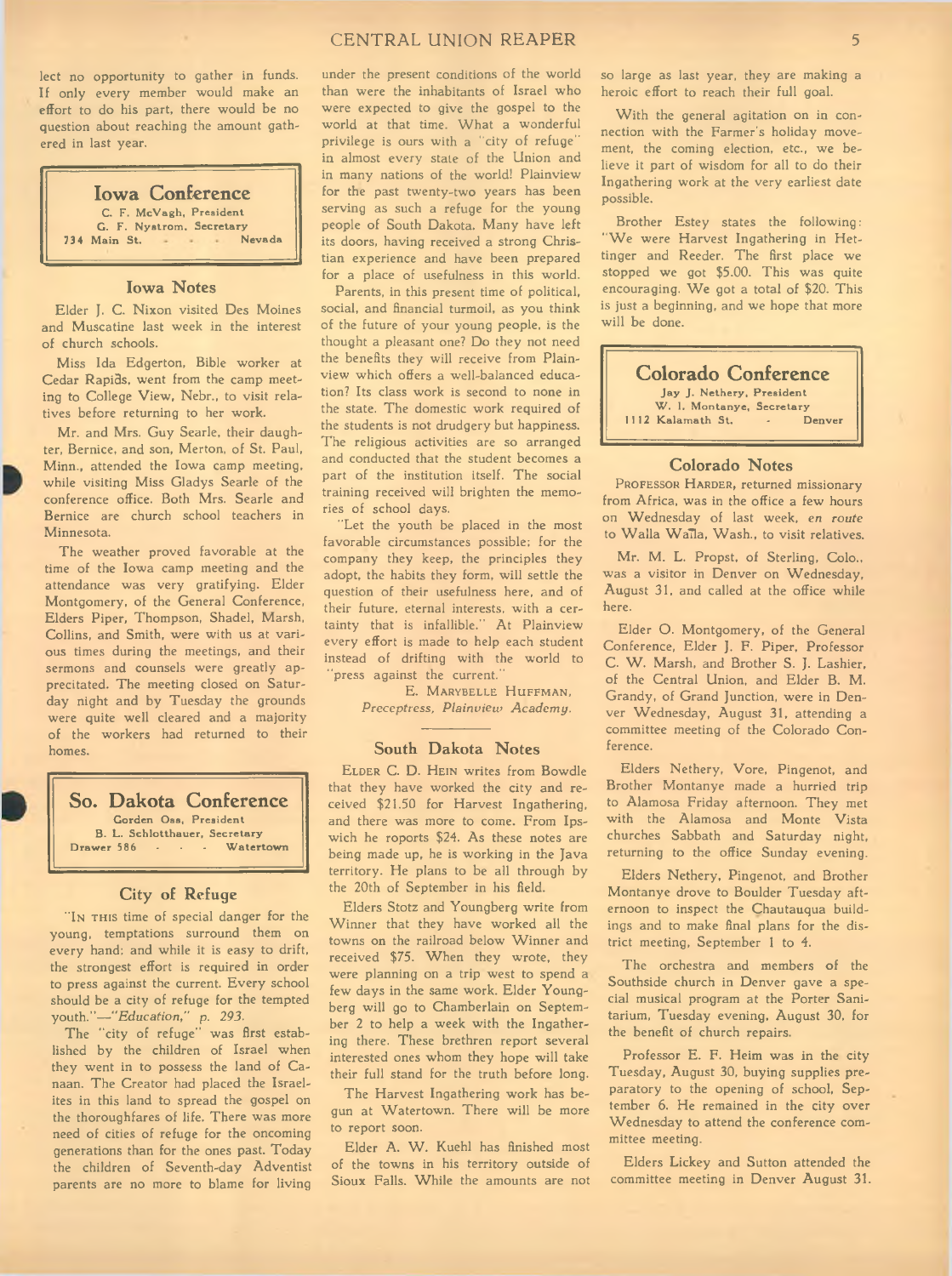lect no opportunity to gather in funds. If only every member would make an effort to do his part, there would be no question about reaching the amount gathered in last year.

## Iowa Conference

C. F. McVagh, President
G. F. Nystrom, Secretary
734 Main St. - - - Nevada

### Iowa Notes

Elder J. C. Nixon visited Des Moines and Muscatine last week in the interest of church schools.

Miss Ida Edgerton, Bible worker at Cedar Rapids, went from the camp meeting to College View, Nebr., to visit relatives before returning to her work.

Mr. and Mrs. Guy Searle, their daughter, Bernice, and son, Merton, of St. Paul, Minn., attended the Iowa camp meeting, while visiting Miss Gladys Searle of the conference office. Both Mrs. Searle and Bernice are church school teachers in Minnesota.

The weather proved favorable at the time of the Iowa camp meeting and the attendance was very gratifying. Elder Montgomery, of the General Conference, Elders Piper, Thompson, Shadel, Marsh, Collins, and Smith, were with us at various times during the meetings, and their sermons and counsels were greatly appreciated. The meeting closed on Saturday night and by Tuesday the grounds were quite well cleared and a majority of the workers had returned to their homes.

## So. Dakota Conference

Gorden Oss, President
B. L. Schlotthauer, Secretary
Drawer 586 - - - Watertown

### City of Refuge

"In this time of special danger for the young, temptations surround them on every hand; and while it is easy to drift, the strongest effort is required in order to press against the current. Every school should be a city of refuge for the tempted youth."—*"Education," p. 293.*

The "city of refuge" was first established by the children of Israel when they went in to possess the land of Canaan. The Creator had placed the Israelites in this land to spread the gospel on the thoroughfares of life. There was more need of cities of refuge for the oncoming generations than for the ones past. Today the children of Seventh-day Adventist parents are no more to blame for living under the present conditions of the world than were the inhabitants of Israel who were expected to give the gospel to the world at that time. What a wonderful privilege is ours with a "city of refuge" in almost every state of the Union and in many nations of the world! Plainview for the past twenty-two years has been serving as such a refuge for the young people of South Dakota. Many have left its doors, having received a strong Christian experience and have been prepared for a place of usefulness in this world.

Parents, in this present time of political, social, and financial turmoil, as you think of the future of your young people, is the thought a pleasant one? Do they not need the benefits they will receive from Plainview which offers a well-balanced education? Its class work is second to none in the state. The domestic work required of the students is not drudgery but happiness. The religious activities are so arranged and conducted that the student becomes a part of the institution itself. The social training received will brighten the memories of school days.

"Let the youth be placed in the most favorable circumstances possible; for the company they keep, the principles they adopt, the habits they form, will settle the question of their usefulness here, and of their future, eternal interests, with a certainty that is infallible." At Plainview every effort is made to help each student instead of drifting with the world to "press against the current."

E. Marybelle Huffman,
*Preceptress, Plainview Academy.*

### South Dakota Notes

Elder C. D. Hein writes from Bowdle that they have worked the city and received \$21.50 for Harvest Ingathering, and there was more to come. From Ipswich he roports \$24. As these notes are being made up, he is working in the Java territory. He plans to be all through by the 20th of September in his field.

Elders Stotz and Youngberg write from Winner that they have worked all the towns on the railroad below Winner and received \$75. When they wrote, they were planning on a trip west to spend a few days in the same work. Elder Youngberg will go to Chamberlain on September 2 to help a week with the Ingathering there. These brethren report several interested ones whom they hope will take their full stand for the truth before long.

The Harvest Ingathering work has begun at Watertown. There will be more to report soon.

Elder A. W. Kuehl has finished most of the towns in his territory outside of Sioux Falls. While the amounts are not so large as last year, they are making a heroic effort to reach their full goal.

With the general agitation on in connection with the Farmer's holiday movement, the coming election, etc., we believe it part of wisdom for all to do their Ingathering work at the very earliest date possible.

Brother Estey states the following: "We were Harvest Ingathering in Hettinger and Reeder. The first place we stopped we got \$5.00. This was quite encouraging. We got a total of \$20. This is just a beginning, and we hope that more will be done.

## Colorado Conference

Jay J. Nethery, President
W. I. Montanye, Secretary
1112 Kalamath St. - Denver

### Colorado Notes

Professor Harder, returned missionary from Africa, was in the office a few hours on Wednesday of last week, *en route* to Walla Walla, Wash., to visit relatives.

Mr. M. L. Propst, of Sterling, Colo., was a visitor in Denver on Wednesday, August 31, and called at the office while here.

Elder O. Montgomery, of the General Conference, Elder J. F. Piper, Professor C. W. Marsh, and Brother S. J. Lashier, of the Central Union, and Elder B. M. Grandy, of Grand Junction, were in Denver Wednesday, August 31, attending a committee meeting of the Colorado Conference.

Elders Nethery, Vore, Pingenot, and Brother Montanye made a hurried trip to Alamosa Friday afternoon. They met with the Alamosa and Monte Vista churches Sabbath and Saturday night, returning to the office Sunday evening.

Elders Nethery, Pingenot, and Brother Montanye drove to Boulder Tuesday afternoon to inspect the Chautauqua buildings and to make final plans for the district meeting, September 1 to 4.

The orchestra and members of the Southside church in Denver gave a special musical program at the Porter Sanitarium, Tuesday evening, August 30, for the benefit of church repairs.

Professor E. F. Heim was in the city Tuesday, August 30, buying supplies preparatory to the opening of school, September 6. He remained in the city over Wednesday to attend the conference committee meeting.

Elders Lickey and Sutton attended the committee meeting in Denver August 31.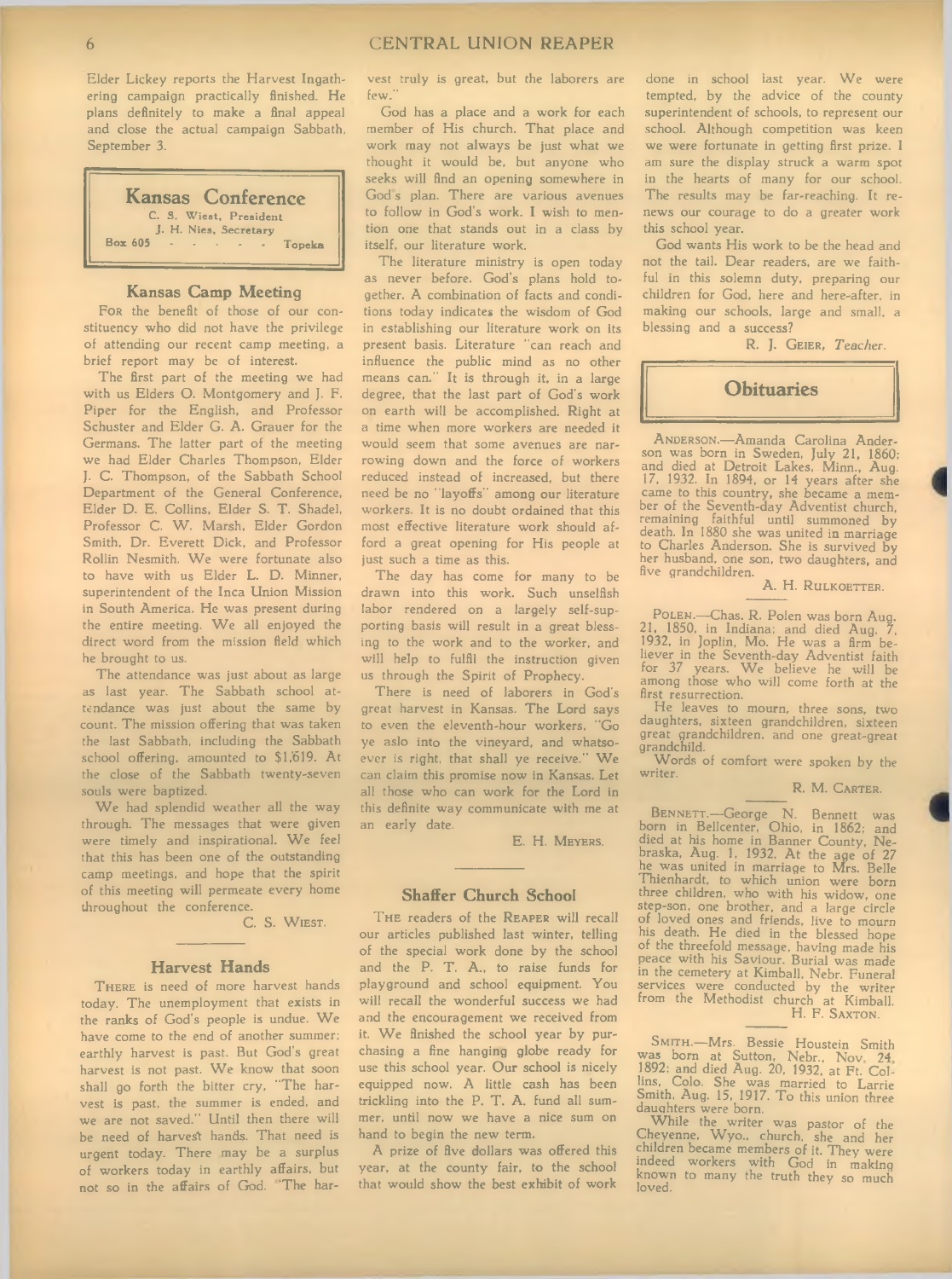Elder Lickey reports the Harvest Ingathering campaign practically finished. He plans definitely to make a final appeal and close the actual campaign Sabbath, September 3.

## Kansas Conference

C. S. Wiest, President
J. H. Nies, Secretary
Box 605 - - - - - Topeka

### Kansas Camp Meeting

FOR the benefit of those of our constituency who did not have the privilege of attending our recent camp meeting, a brief report may be of interest.

The first part of the meeting we had with us Elders O. Montgomery and J. F. Piper for the English, and Professor Schuster and Elder G. A. Grauer for the Germans. The latter part of the meeting we had Elder Charles Thompson, Elder J. C. Thompson, of the Sabbath School Department of the General Conference, Elder D. E. Collins, Elder S. T. Shadel, Professor C. W. Marsh, Elder Gordon Smith, Dr. Everett Dick, and Professor Rollin Nesmith. We were fortunate also to have with us Elder L. D. Minner, superintendent of the Inca Union Mission in South America. He was present during the entire meeting. We all enjoyed the direct word from the mission field which he brought to us.

The attendance was just about as large as last year. The Sabbath school attendance was just about the same by count. The mission offering that was taken the last Sabbath, including the Sabbath school offering, amounted to $1,619. At the close of the Sabbath twenty-seven souls were baptized.

We had splendid weather all the way through. The messages that were given were timely and inspirational. We feel that this has been one of the outstanding camp meetings, and hope that the spirit of this meeting will permeate every home throughout the conference.

C. S. WIEST.

### Harvest Hands

THERE is need of more harvest hands today. The unemployment that exists in the ranks of God's people is undue. We have come to the end of another summer; earthly harvest is past. But God's great harvest is not past. We know that soon shall go forth the bitter cry, "The harvest is past, the summer is ended, and we are not saved." Until then there will be need of harvest hands. That need is urgent today. There may be a surplus of workers today in earthly affairs, but not so in the affairs of God. "The harvest truly is great, but the laborers are few."

God has a place and a work for each member of His church. That place and work may not always be just what we thought it would be, but anyone who seeks will find an opening somewhere in God's plan. There are various avenues to follow in God's work. I wish to mention one that stands out in a class by itself, our literature work.

The literature ministry is open today as never before. God's plans hold together. A combination of facts and conditions today indicates the wisdom of God in establishing our literature work on its present basis. Literature "can reach and influence the public mind as no other means can." It is through it, in a large degree, that the last part of God's work on earth will be accomplished. Right at a time when more workers are needed it would seem that some avenues are narrowing down and the force of workers reduced instead of increased, but there need be no "layoffs" among our literature workers. It is no doubt ordained that this most effective literature work should afford a great opening for His people at just such a time as this.

The day has come for many to be drawn into this work. Such unselfish labor rendered on a largely self-supporting basis will result in a great blessing to the work and to the worker, and will help to fulfil the instruction given us through the Spirit of Prophecy.

There is need of laborers in God's great harvest in Kansas. The Lord says to even the eleventh-hour workers, "Go ye aslo into the vineyard, and whatsoever is right, that shall ye receive." We can claim this promise now in Kansas. Let all those who can work for the Lord in this definite way communicate with me at an early date.

E. H. MEYERS.

### Shaffer Church School

THE readers of the REAPER will recall our articles published last winter, telling of the special work done by the school and the P. T. A., to raise funds for playground and school equipment. You will recall the wonderful success we had and the encouragement we received from it. We finished the school year by purchasing a fine hanging globe ready for use this school year. Our school is nicely equipped now. A little cash has been trickling into the P. T. A. fund all summer, until now we have a nice sum on hand to begin the new term.

A prize of five dollars was offered this year, at the county fair, to the school that would show the best exhibit of work done in school last year. We were tempted, by the advice of the county superintendent of schools, to represent our school. Although competition was keen we were fortunate in getting first prize. I am sure the display struck a warm spot in the hearts of many for our school. The results may be far-reaching. It renews our courage to do a greater work this school year.

God wants His work to be the head and not the tail. Dear readers, are we faithful in this solemn duty, preparing our children for God, here and here-after, in making our schools, large and small, a blessing and a success?

R. J. GEIER, *Teacher*.

## Obituaries

ANDERSON.—Amanda Carolina Anderson was born in Sweden, July 21, 1860; and died at Detroit Lakes, Minn., Aug. 17, 1932. In 1894, or 14 years after she came to this country, she became a member of the Seventh-day Adventist church, remaining faithful until summoned by death. In 1880 she was united in marriage to Charles Anderson. She is survived by her husband, one son, two daughters, and five grandchildren.

A. H. RULKOETTER.

POLEN.—Chas. R. Polen was born Aug. 21, 1850, in Indiana; and died Aug. 7, 1932, in Joplin, Mo. He was a firm believer in the Seventh-day Adventist faith for 37 years. We believe he will be among those who will come forth at the first resurrection.

He leaves to mourn, three sons, two daughters, sixteen grandchildren, sixteen great grandchildren, and one great-great grandchild.

Words of comfort were spoken by the writer.

R. M. CARTER.

BENNETT.—George N. Bennett was born in Bellcenter, Ohio, in 1862; and died at his home in Banner County, Nebraska, Aug. 1, 1932. At the age of 27 he was united in marriage to Mrs. Belle Thienhardt, to which union were born three children, who with his widow, one step-son, one brother, and a large circle of loved ones and friends, live to mourn his death. He died in the blessed hope of the threefold message, having made his peace with his Saviour. Burial was made in the cemetery at Kimball, Nebr. Funeral services were conducted by the writer from the Methodist church at Kimball.

H. F. SAXTON.

SMITH.—Mrs. Bessie Houstein Smith was born at Sutton, Nebr., Nov. 24, 1892; and died Aug. 20, 1932, at Ft. Collins, Colo. She was married to Larrie Smith, Aug. 15, 1917. To this union three daughters were born.

While the writer was pastor of the Cheyenne, Wyo., church, she and her children became members of it. They were indeed workers with God in making known to many the truth they so much loved.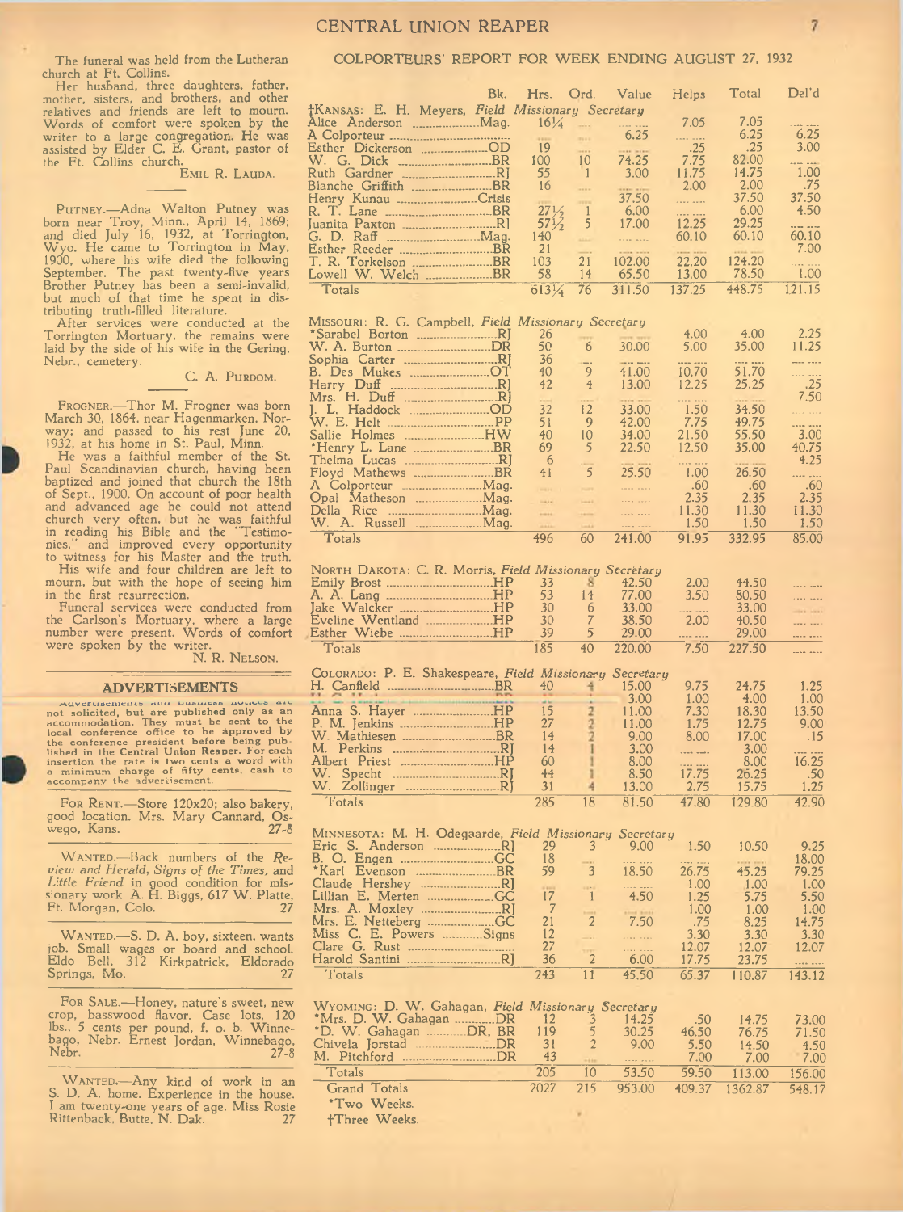The funeral was held from the Lutheran church at Ft. Collins.

Her husband, three daughters, father, mother, sisters, and brothers, and other relatives and friends are left to mourn. Words of comfort were spoken by the writer to a large congregation. He was assisted by Elder C. E. Grant, pastor of the Ft. Collins church.

EMIL R. LAUDA.

PUTNEY.—Adna Walton Putney was born near Troy, Minn., April 14, 1869; and died July 16, 1932, at Torrington, Wyo. He came to Torrington in May, 1900, where his wife died the following September. The past twenty-five years Brother Putney has been a semi-invalid, but much of that time he spent in distributing truth-filled literature.

After services were conducted at the Torrington Mortuary, the remains were laid by the side of his wife in the Gering, Nebr., cemetery.

C. A. PURDOM.

FROGNER.—Thor M. Frogner was born March 30, 1864, near Hagenmarken, Norway; and passed to his rest June 20, 1932, at his home in St. Paul, Minn.

He was a faithful member of the St. Paul Scandinavian church, having been baptized and joined that church the 18th of Sept., 1900. On account of poor health and advanced age he could not attend church very often, but he was faithful in reading his Bible and the "Testimonies," and improved every opportunity to witness for his Master and the truth.

His wife and four children are left to mourn, but with the hope of seeing him in the first resurrection.

Funeral services were conducted from the Carlson's Mortuary, where a large number were present. Words of comfort were spoken by the writer.

N. R. NELSON.

## ADVERTISEMENTS

Advertisements and business notices are not solicited, but are published only as an accommodation. They must be sent to the local conference office to be approved by the conference president before being published in the Central Union Reaper. For each insertion the rate is two cents a word with a minimum charge of fifty cents, cash to accompany the advertisement.

FOR RENT.—Store 120x20; also bakery, good location. Mrs. Mary Cannard, Oswego, Kans. 27-8

WANTED.—Back numbers of the *Review and Herald*, *Signs of the Times*, and *Little Friend* in good condition for missionary work. A. H. Biggs, 617 W. Platte, Ft. Morgan, Colo. 27

WANTED.—S. D. A. boy, sixteen, wants job. Small wages or board and school. Eldo Bell, 312 Kirkpatrick, Eldorado Springs, Mo. 27

FOR SALE.—Honey, nature's sweet, new crop, basswood flavor. Case lots, 120 lbs., 5 cents per pound, f. o. b. Winnebago, Nebr. Ernest Jordan, Winnebago, Nebr. 27-8

WANTED.—Any kind of work in an S. D. A. home. Experience in the house. I am twenty-one years of age. Miss Rosie Rittenback, Butte, N. Dak. 27

## COLPORTEURS' REPORT FOR WEEK ENDING AUGUST 27, 1932

| | Bk. | Hrs. | Ord. | Value | Helps | Total | Del'd |
|---|---|---|---|---|---|---|---|
| †KANSAS: E. H. Meyers, *Field Missionary Secretary* | | | | | | | |
| Alice Anderson | Mag. | 16¼ | | | 7.05 | 7.05 | |
| A Colporteur | | | | 6.25 | | 6.25 | 6.25 |
| Esther Dickerson | OD | 19 | | | .25 | .25 | 3.00 |
| W. G. Dick | BR | 100 | 10 | 74.25 | 7.75 | 82.00 | |
| Ruth Gardner | RJ | 55 | 1 | 3.00 | 11.75 | 14.75 | 1.00 |
| Blanche Griffith | BR | 16 | | | 2.00 | 2.00 | .75 |
| Henry Kunau | Crisis | | | 37.50 | | 37.50 | 37.50 |
| R. T. Lane | BR | 27½ | 1 | 6.00 | | 6.00 | 4.50 |
| Juanita Paxton | RJ | 57½ | 5 | 17.00 | 12.25 | 29.25 | |
| G. D. Raff | Mag. | 140 | | | 60.10 | 60.10 | 60.10 |
| Esther Reeder | BR | 21 | | | | | 7.00 |
| T. R. Torkelson | BR | 103 | 21 | 102.00 | 22.20 | 124.20 | |
| Lowell W. Welch | BR | 58 | 14 | 65.50 | 13.00 | 78.50 | 1.00 |
| Totals | | 613¼ | 76 | 311.50 | 137.25 | 448.75 | 121.15 |
| MISSOURI: R. G. Campbell, *Field Missionary Secretary* | | | | | | | |
| *Sarabel Borton | RJ | 26 | | | 4.00 | 4.00 | 2.25 |
| W. A. Burton | DR | 50 | 6 | 30.00 | 5.00 | 35.00 | 11.25 |
| Sophia Carter | RJ | 36 | | | | | |
| B. Des Mukes | OT | 40 | 9 | 41.00 | 10.70 | 51.70 | |
| Harry Duff | RJ | 42 | 4 | 13.00 | 12.25 | 25.25 | .25 |
| Mrs. H. Duff | RJ | | | | | | 7.50 |
| J. L. Haddock | OD | 32 | 12 | 33.00 | 1.50 | 34.50 | |
| W. E. Helt | PP | 51 | 9 | 42.00 | 7.75 | 49.75 | |
| Sallie Holmes | HW | 40 | 10 | 34.00 | 21.50 | 55.50 | 3.00 |
| *Henry L. Lane | BR | 69 | 5 | 22.50 | 12.50 | 35.00 | 40.75 |
| Thelma Lucas | RJ | 6 | | | | | 4.25 |
| Floyd Mathews | BR | 41 | 5 | 25.50 | 1.00 | 26.50 | |
| A Colporteur | Mag. | | | | .60 | .60 | .60 |
| Opal Matheson | Mag. | | | | 2.35 | 2.35 | 2.35 |
| Della Rice | Mag. | | | | 11.30 | 11.30 | 11.30 |
| W. A. Russell | Mag. | | | | 1.50 | 1.50 | 1.50 |
| Totals | | 496 | 60 | 241.00 | 91.95 | 332.95 | 85.00 |
| NORTH DAKOTA: C. R. Morris, *Field Missionary Secretary* | | | | | | | |
| Emily Brost | HP | 33 | 8 | 42.50 | 2.00 | 44.50 | |
| A. A. Lang | HP | 53 | 14 | 77.00 | 3.50 | 80.50 | |
| Jake Walcker | HP | 30 | 6 | 33.00 | | 33.00 | |
| Eveline Wentland | HP | 30 | 7 | 38.50 | 2.00 | 40.50 | |
| Esther Wiebe | HP | 39 | 5 | 29.00 | | 29.00 | |
| Totals | | 185 | 40 | 220.00 | 7.50 | 227.50 | |
| COLORADO: P. E. Shakespeare, *Field Missionary Secretary* | | | | | | | |
| H. Canfield | BR | 40 | 4 | 15.00 | 9.75 | 24.75 | 1.25 |
| | | | | 3.00 | 1.00 | 4.00 | 1.00 |
| Anna S. Hayer | HP | 15 | 2 | 11.00 | 7.30 | 18.30 | 13.50 |
| P. M. Jenkins | HP | 27 | 2 | 11.00 | 1.75 | 12.75 | 9.00 |
| W. Mathiesen | BR | 14 | 2 | 9.00 | 8.00 | 17.00 | .15 |
| M. Perkins | RJ | 14 | 1 | 3.00 | | 3.00 | |
| Albert Priest | HP | 60 | 1 | 8.00 | | 8.00 | 16.25 |
| W. Specht | RJ | 44 | 1 | 8.50 | 17.75 | 26.25 | .50 |
| W. Zollinger | RJ | 31 | 4 | 13.00 | 2.75 | 15.75 | 1.25 |
| Totals | | 285 | 18 | 81.50 | 47.80 | 129.80 | 42.90 |
| MINNESOTA: M. H. Odegaarde, *Field Missionary Secretary* | | | | | | | |
| Eric S. Anderson | RJ | 29 | 3 | 9.00 | 1.50 | 10.50 | 9.25 |
| B. O. Engen | GC | 18 | | | | | 18.00 |
| *Karl Evenson | BR | 59 | 3 | 18.50 | 26.75 | 45.25 | 79.25 |
| Claude Hershey | RJ | | | | 1.00 | 1.00 | 1.00 |
| Lillian E. Merten | GC | 17 | 1 | 4.50 | 1.25 | 5.75 | 5.50 |
| Mrs. A. Moxley | RJ | 7 | | | 1.00 | 1.00 | 1.00 |
| Mrs. E. Netteberg | GC | 21 | 2 | 7.50 | .75 | 8.25 | 14.75 |
| Miss C. E. Powers | Signs | 12 | | | 3.30 | 3.30 | 3.30 |
| Clare G. Rust | | 27 | | | 12.07 | 12.07 | 12.07 |
| Harold Santini | RJ | 36 | 2 | 6.00 | 17.75 | 23.75 | |
| Totals | | 243 | 11 | 45.50 | 65.37 | 110.87 | 143.12 |
| WYOMING: D. W. Gahagan, *Field Missionary Secretary* | | | | | | | |
| *Mrs. D. W. Gahagan | DR | 12 | 3 | 14.25 | .50 | 14.75 | 73.00 |
| *D. W. Gahagan | DR, BR | 119 | 5 | 30.25 | 46.50 | 76.75 | 71.50 |
| Chivela Jorstad | DR | 31 | 2 | 9.00 | 5.50 | 14.50 | 4.50 |
| M. Pitchford | DR | 43 | | | 7.00 | 7.00 | 7.00 |
| Totals | | 205 | 10 | 53.50 | 59.50 | 113.00 | 156.00 |
| Grand Totals | | 2027 | 215 | 953.00 | 409.37 | 1362.87 | 548.17 |

*Two Weeks.

†Three Weeks.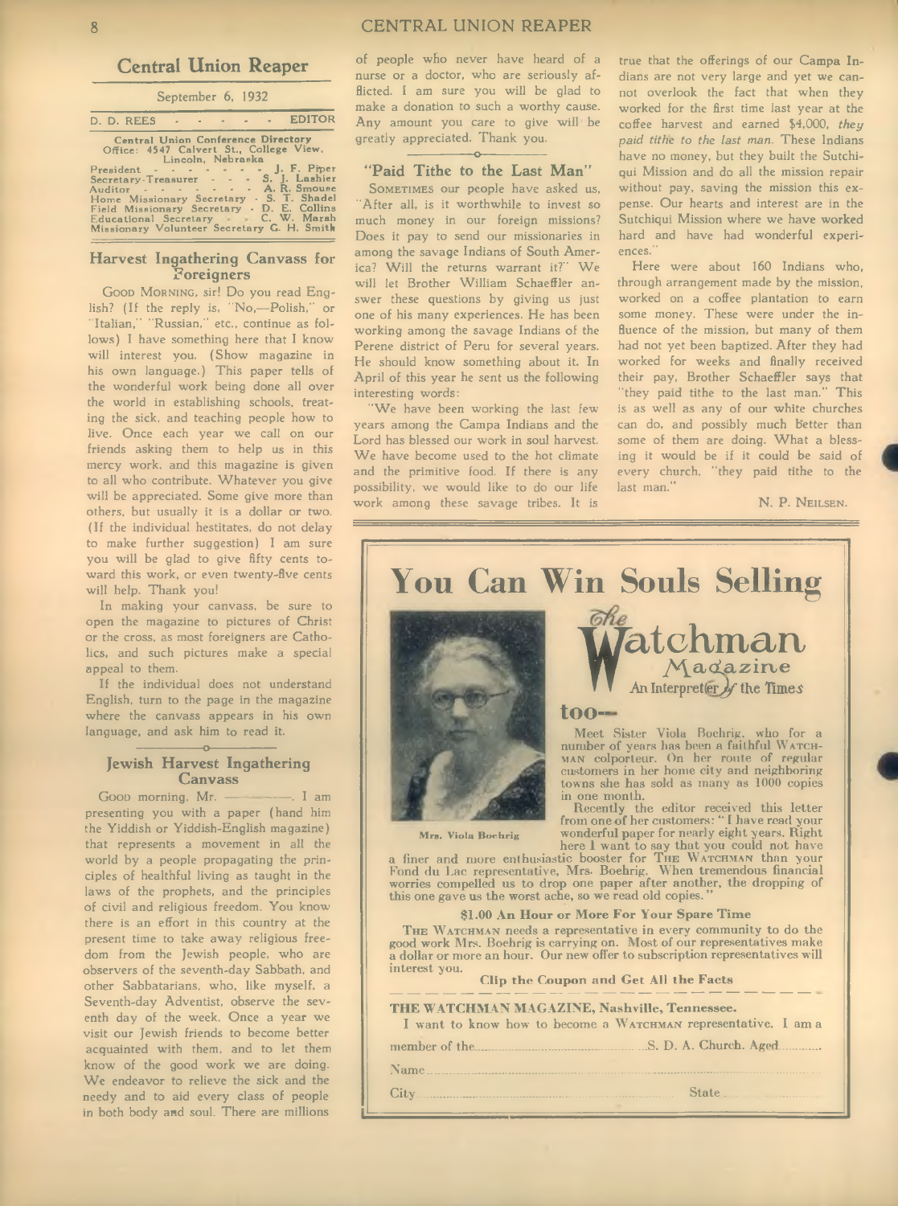# Central Union Reaper

September 6, 1932

D. D. REES - - - - - EDITOR

**Central Union Conference Directory**
Office: 4547 Calvert St., College View, Lincoln, Nebraska

President - - - - - - - J. F. Piper
Secretary-Treasurer - - - - S. J. Lashier
Auditor - - - - - - - A. R. Smouse
Home Missionary Secretary - S. T. Shadel
Field Missionary Secretary - D. E. Collins
Educational Secretary - - C. W. Marsh
Missionary Volunteer Secretary G. H. Smith

## Harvest Ingathering Canvass for Foreigners

GOOD MORNING, sir! Do you read English? (If the reply is, "No,—Polish," or "Italian," "Russian," etc., continue as follows) I have something here that I know will interest you. (Show magazine in his own language.) This paper tells of the wonderful work being done all over the world in establishing schools, treating the sick, and teaching people how to live. Once each year we call on our friends asking them to help us in this mercy work, and this magazine is given to all who contribute. Whatever you give will be appreciated. Some give more than others, but usually it is a dollar or two. (If the individual hestitates, do not delay to make further suggestion) I am sure you will be glad to give fifty cents toward this work, or even twenty-five cents will help. Thank you!

In making your canvass, be sure to open the magazine to pictures of Christ or the cross, as most foreigners are Catholics, and such pictures make a special appeal to them.

If the individual does not understand English, turn to the page in the magazine where the canvass appears in his own language, and ask him to read it.

## Jewish Harvest Ingathering Canvass

GOOD morning, Mr. ————. I am presenting you with a paper (hand him the Yiddish or Yiddish-English magazine) that represents a movement in all the world by a people propagating the principles of healthful living as taught in the laws of the prophets, and the principles of civil and religious freedom. You know there is an effort in this country at the present time to take away religious freedom from the Jewish people, who are observers of the seventh-day Sabbath, and other Sabbatarians, who, like myself, a Seventh-day Adventist, observe the seventh day of the week. Once a year we visit our Jewish friends to become better acquainted with them, and to let them know of the good work we are doing. We endeavor to relieve the sick and the needy and to aid every class of people in both body and soul. There are millions of people who never have heard of a nurse or a doctor, who are seriously afflicted. I am sure you will be glad to make a donation to such a worthy cause. Any amount you care to give will be greatly appreciated. Thank you.

## "Paid Tithe to the Last Man"

SOMETIMES our people have asked us, "After all, is it worthwhile to invest so much money in our foreign missions? Does it pay to send our missionaries in among the savage Indians of South America? Will the returns warrant it?" We will let Brother William Schaeffler answer these questions by giving us just one of his many experiences. He has been working among the savage Indians of the Perene district of Peru for several years. He should know something about it. In April of this year he sent us the following interesting words:

"We have been working the last few years among the Campa Indians and the Lord has blessed our work in soul harvest. We have become used to the hot climate and the primitive food. If there is any possibility, we would like to do our life work among these savage tribes. It is true that the offerings of our Campa Indians are not very large and yet we cannot overlook the fact that when they worked for the first time last year at the coffee harvest and earned $4,000, *they paid tithe to the last man.* These Indians have no money, but they built the Sutchiqui Mission and do all the mission repair without pay, saving the mission this expense. Our hearts and interest are in the Sutchiqui Mission where we have worked hard and have had wonderful experiences."

Here were about 160 Indians who, through arrangement made by the mission, worked on a coffee plantation to earn some money. These were under the influence of the mission, but many of them had not yet been baptized. After they had worked for weeks and finally received their pay, Brother Schaeffler says that "they paid tithe to the last man." This is as well as any of our white churches can do, and possibly much better than some of them are doing. What a blessing it would be if it could be said of every church, "they paid tithe to the last man."

N. P. NEILSEN.

# You Can Win Souls Selling The Watchman Magazine too—

An Interpreter of the Times

Mrs. Viola Boehrig

Meet Sister Viola Boehrig, who for a number of years has been a faithful WATCHMAN colporteur. On her route of regular customers in her home city and neighboring towns she has sold as many as 1000 copies in one month.

Recently the editor received this letter from one of her customers: "I have read your wonderful paper for nearly eight years. Right here I want to say that you could not have a finer and more enthusiastic booster for THE WATCHMAN than your Fond du Lac representative, Mrs. Boehrig. When tremendous financial worries compelled us to drop one paper after another, the dropping of this one gave us the worst ache, so we read old copies."

**$1.00 An Hour or More For Your Spare Time**

THE WATCHMAN needs a representative in every community to do the good work Mrs. Boehrig is carrying on. Most of our representatives make a dollar or more an hour. Our new offer to subscription representatives will interest you.

**Clip the Coupon and Get All the Facts**

**THE WATCHMAN MAGAZINE, Nashville, Tennessee.**

I want to know how to become a WATCHMAN representative. I am a member of the ________ S. D. A. Church. Aged ________

Name ________

City ________ State ________